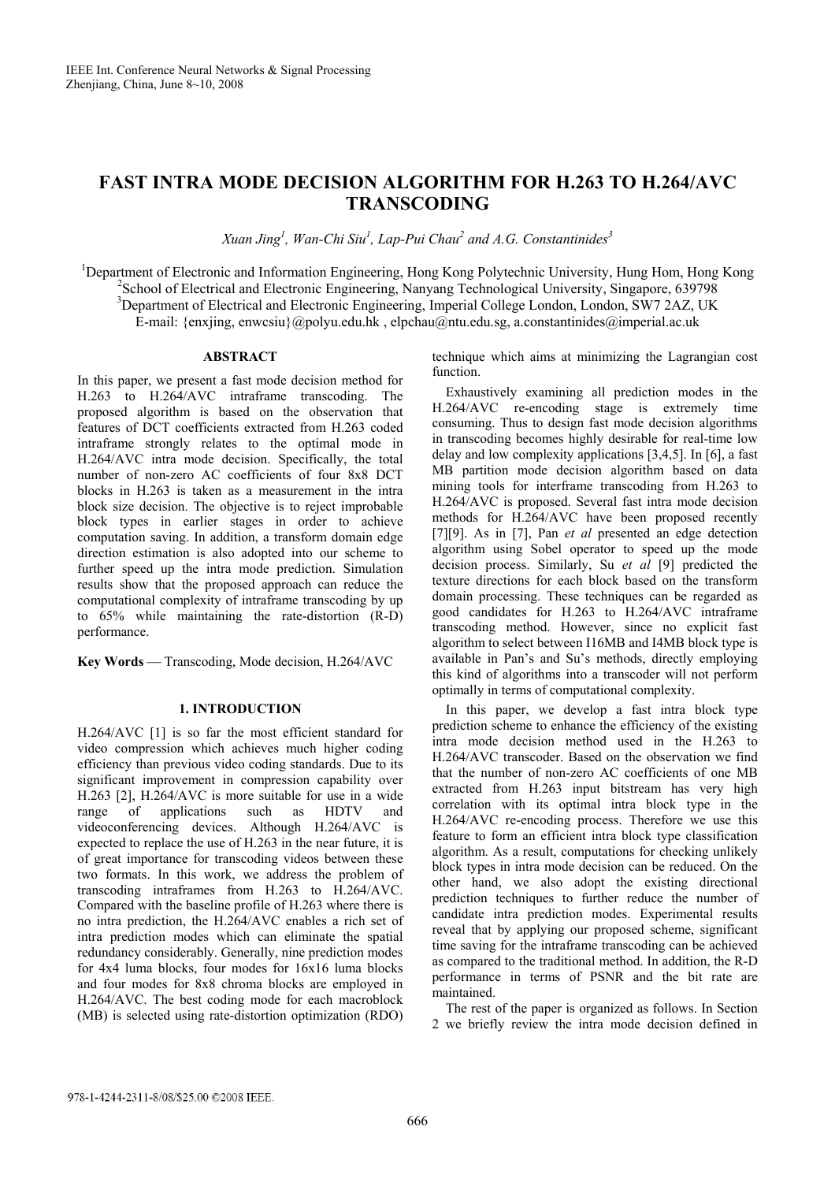# FAST INTRA MODE DECISION ALGORITHM FOR H.263 TO H.264/AVC TRANSCODING

*Xuan Jing[1], Wan-Chi Siu[1], Lap-Pui Chau[2] and A.G. Constantinides[3]*

[1]Department of Electronic and Information Engineering, Hong Kong Polytechnic University, Hung Hom, Hong Kong
[2]School of Electrical and Electronic Engineering, Nanyang Technological University, Singapore, 639798
[3]Department of Electrical and Electronic Engineering, Imperial College London, London, SW7 2AZ, UK
E-mail: {enxjing, enwcsiu}@polyu.edu.hk , elpchau@ntu.edu.sg, a.constantinides@imperial.ac.uk

## ABSTRACT

In this paper, we present a fast mode decision method for H.263 to H.264/AVC intraframe transcoding. The proposed algorithm is based on the observation that features of DCT coefficients extracted from H.263 coded intraframe strongly relates to the optimal mode in H.264/AVC intra mode decision. Specifically, the total number of non-zero AC coefficients of four 8x8 DCT blocks in H.263 is taken as a measurement in the intra block size decision. The objective is to reject improbable block types in earlier stages in order to achieve computation saving. In addition, a transform domain edge direction estimation is also adopted into our scheme to further speed up the intra mode prediction. Simulation results show that the proposed approach can reduce the computational complexity of intraframe transcoding by up to 65% while maintaining the rate-distortion (R-D) performance.

**Key Words** — Transcoding, Mode decision, H.264/AVC

## 1. INTRODUCTION

H.264/AVC [1] is so far the most efficient standard for video compression which achieves much higher coding efficiency than previous video coding standards. Due to its significant improvement in compression capability over H.263 [2], H.264/AVC is more suitable for use in a wide range of applications such as HDTV and videoconferencing devices. Although H.264/AVC is expected to replace the use of H.263 in the near future, it is of great importance for transcoding videos between these two formats. In this work, we address the problem of transcoding intraframes from H.263 to H.264/AVC. Compared with the baseline profile of H.263 where there is no intra prediction, the H.264/AVC enables a rich set of intra prediction modes which can eliminate the spatial redundancy considerably. Generally, nine prediction modes for 4x4 luma blocks, four modes for 16x16 luma blocks and four modes for 8x8 chroma blocks are employed in H.264/AVC. The best coding mode for each macroblock (MB) is selected using rate-distortion optimization (RDO) technique which aims at minimizing the Lagrangian cost function.

Exhaustively examining all prediction modes in the H.264/AVC re-encoding stage is extremely time consuming. Thus to design fast mode decision algorithms in transcoding becomes highly desirable for real-time low delay and low complexity applications [3,4,5]. In [6], a fast MB partition mode decision algorithm based on data mining tools for interframe transcoding from H.263 to H.264/AVC is proposed. Several fast intra mode decision methods for H.264/AVC have been proposed recently [7][9]. As in [7], Pan *et al* presented an edge detection algorithm using Sobel operator to speed up the mode decision process. Similarly, Su *et al* [9] predicted the texture directions for each block based on the transform domain processing. These techniques can be regarded as good candidates for H.263 to H.264/AVC intraframe transcoding method. However, since no explicit fast algorithm to select between I16MB and I4MB block type is available in Pan's and Su's methods, directly employing this kind of algorithms into a transcoder will not perform optimally in terms of computational complexity.

In this paper, we develop a fast intra block type prediction scheme to enhance the efficiency of the existing intra mode decision method used in the H.263 to H.264/AVC transcoder. Based on the observation we find that the number of non-zero AC coefficients of one MB extracted from H.263 input bitstream has very high correlation with its optimal intra block type in the H.264/AVC re-encoding process. Therefore we use this feature to form an efficient intra block type classification algorithm. As a result, computations for checking unlikely block types in intra mode decision can be reduced. On the other hand, we also adopt the existing directional prediction techniques to further reduce the number of candidate intra prediction modes. Experimental results reveal that by applying our proposed scheme, significant time saving for the intraframe transcoding can be achieved as compared to the traditional method. In addition, the R-D performance in terms of PSNR and the bit rate are maintained.

The rest of the paper is organized as follows. In Section 2 we briefly review the intra mode decision defined in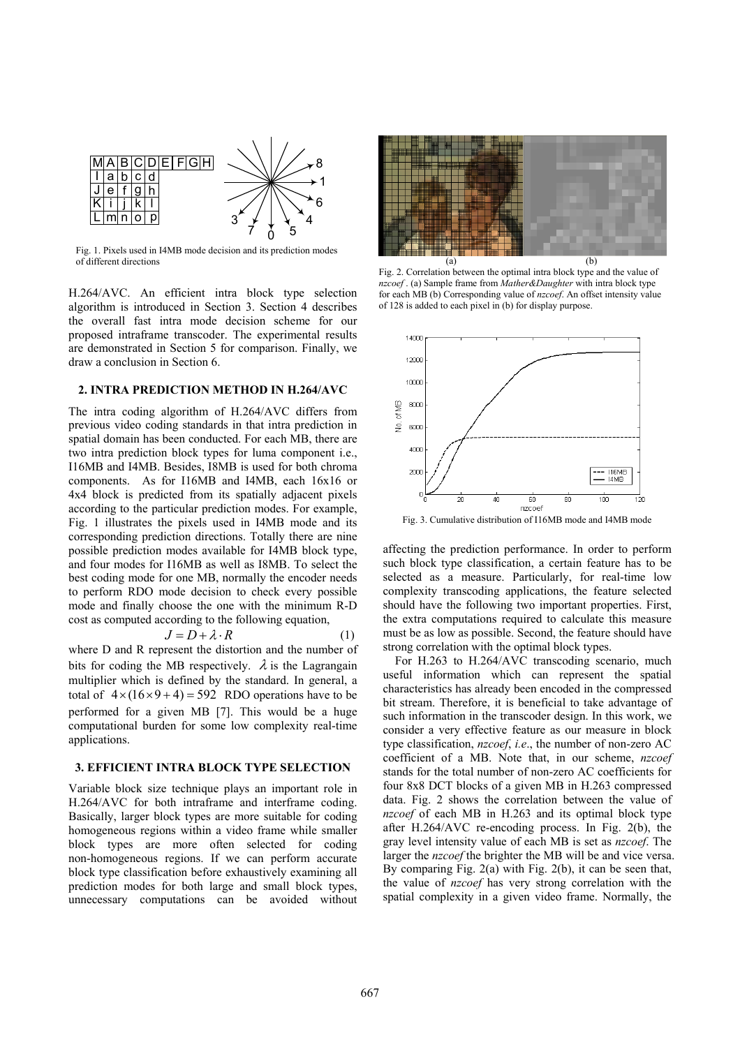Fig. 1. Pixels used in I4MB mode decision and its prediction modes of different directions

H.264/AVC. An efficient intra block type selection algorithm is introduced in Section 3. Section 4 describes the overall fast intra mode decision scheme for our proposed intraframe transcoder. The experimental results are demonstrated in Section 5 for comparison. Finally, we draw a conclusion in Section 6.

## 2. INTRA PREDICTION METHOD IN H.264/AVC

The intra coding algorithm of H.264/AVC differs from previous video coding standards in that intra prediction in spatial domain has been conducted. For each MB, there are two intra prediction block types for luma component i.e., I16MB and I4MB. Besides, I8MB is used for both chroma components. As for I16MB and I4MB, each 16x16 or 4x4 block is predicted from its spatially adjacent pixels according to the particular prediction modes. For example, Fig. 1 illustrates the pixels used in I4MB mode and its corresponding prediction directions. Totally there are nine possible prediction modes available for I4MB block type, and four modes for I16MB as well as I8MB. To select the best coding mode for one MB, normally the encoder needs to perform RDO mode decision to check every possible mode and finally choose the one with the minimum R-D cost as computed according to the following equation,

$$J = D + \lambda \cdot R \tag{1}$$

where D and R represent the distortion and the number of bits for coding the MB respectively. $\lambda$ is the Lagrangain multiplier which is defined by the standard. In general, a total of $4 \times (16 \times 9 + 4) = 592$ RDO operations have to be performed for a given MB [7]. This would be a huge computational burden for some low complexity real-time applications.

## 3. EFFICIENT INTRA BLOCK TYPE SELECTION

Variable block size technique plays an important role in H.264/AVC for both intraframe and interframe coding. Basically, larger block types are more suitable for coding homogeneous regions within a video frame while smaller block types are more often selected for coding non-homogeneous regions. If we can perform accurate block type classification before exhaustively examining all prediction modes for both large and small block types, unnecessary computations can be avoided without affecting the prediction performance. In order to perform such block type classification, a certain feature has to be selected as a measure. Particularly, for real-time low complexity transcoding applications, the feature selected should have the following two important properties. First, the extra computations required to calculate this measure must be as low as possible. Second, the feature should have strong correlation with the optimal block types.

Fig. 2. Correlation between the optimal intra block type and the value of *nzcoef* . (a) Sample frame from *Mather&Daughter* with intra block type for each MB (b) Corresponding value of *nzcoef*. An offset intensity value of 128 is added to each pixel in (b) for display purpose.

Fig. 3. Cumulative distribution of I16MB mode and I4MB mode

For H.263 to H.264/AVC transcoding scenario, much useful information which can represent the spatial characteristics has already been encoded in the compressed bit stream. Therefore, it is beneficial to take advantage of such information in the transcoder design. In this work, we consider a very effective feature as our measure in block type classification, *nzcoef*, *i.e*., the number of non-zero AC coefficient of a MB. Note that, in our scheme, *nzcoef* stands for the total number of non-zero AC coefficients for four 8x8 DCT blocks of a given MB in H.263 compressed data. Fig. 2 shows the correlation between the value of *nzcoef* of each MB in H.263 and its optimal block type after H.264/AVC re-encoding process. In Fig. 2(b), the gray level intensity value of each MB is set as *nzcoef*. The larger the *nzcoef* the brighter the MB will be and vice versa. By comparing Fig. 2(a) with Fig. 2(b), it can be seen that, the value of *nzcoef* has very strong correlation with the spatial complexity in a given video frame. Normally, the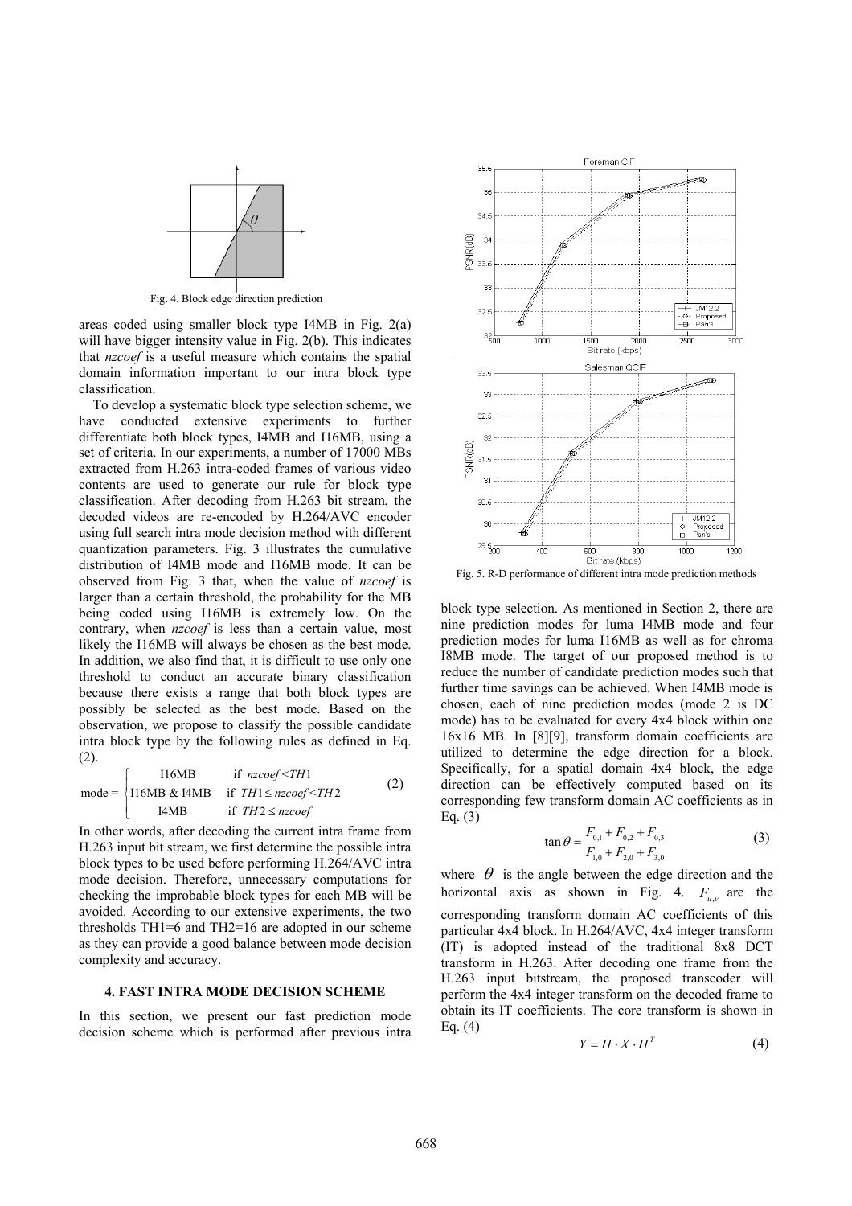Fig. 4. Block edge direction prediction

areas coded using smaller block type I4MB in Fig. 2(a) will have bigger intensity value in Fig. 2(b). This indicates that *nzcoef* is a useful measure which contains the spatial domain information important to our intra block type classification.

To develop a systematic block type selection scheme, we have conducted extensive experiments to further differentiate both block types, I4MB and I16MB, using a set of criteria. In our experiments, a number of 17000 MBs extracted from H.263 intra-coded frames of various video contents are used to generate our rule for block type classification. After decoding from H.263 bit stream, the decoded videos are re-encoded by H.264/AVC encoder using full search intra mode decision method with different quantization parameters. Fig. 3 illustrates the cumulative distribution of I4MB mode and I16MB mode. It can be observed from Fig. 3 that, when the value of *nzcoef* is larger than a certain threshold, the probability for the MB being coded using I16MB is extremely low. On the contrary, when *nzcoef* is less than a certain value, most likely the I16MB will always be chosen as the best mode. In addition, we also find that, it is difficult to use only one threshold to conduct an accurate binary classification because there exists a range that both block types are possibly be selected as the best mode. Based on the observation, we propose to classify the possible candidate intra block type by the following rules as defined in Eq. (2).

$$\text{mode} = \begin{cases} \text{I16MB} & \text{if } nzcoef < TH1 \\ \text{I16MB \& I4MB} & \text{if } TH1 \le nzcoef < TH2 \\ \text{I4MB} & \text{if } TH2 \le nzcoef \end{cases} \tag{2}$$

In other words, after decoding the current intra frame from H.263 input bit stream, we first determine the possible intra block types to be used before performing H.264/AVC intra mode decision. Therefore, unnecessary computations for checking the improbable block types for each MB will be avoided. According to our extensive experiments, the two thresholds TH1=6 and TH2=16 are adopted in our scheme as they can provide a good balance between mode decision complexity and accuracy.

#### 4. FAST INTRA MODE DECISION SCHEME

In this section, we present our fast prediction mode decision scheme which is performed after previous intra block type selection. As mentioned in Section 2, there are nine prediction modes for luma I4MB mode and four prediction modes for luma I16MB as well as for chroma I8MB mode. The target of our proposed method is to reduce the number of candidate prediction modes such that further time savings can be achieved. When I4MB mode is chosen, each of nine prediction modes (mode 2 is DC mode) has to be evaluated for every 4x4 block within one 16x16 MB. In [8][9], transform domain coefficients are utilized to determine the edge direction for a block. Specifically, for a spatial domain 4x4 block, the edge direction can be effectively computed based on its corresponding few transform domain AC coefficients as in Eq. (3)

$$\tan\theta = \frac{F_{0,1} + F_{0,2} + F_{0,3}}{F_{1,0} + F_{2,0} + F_{3,0}} \tag{3}$$

where $\theta$ is the angle between the edge direction and the horizontal axis as shown in Fig. 4. $F_{u,v}$ are the corresponding transform domain AC coefficients of this particular 4x4 block. In H.264/AVC, 4x4 integer transform (IT) is adopted instead of the traditional 8x8 DCT transform in H.263. After decoding one frame from the H.263 input bitstream, the proposed transcoder will perform the 4x4 integer transform on the decoded frame to obtain its IT coefficients. The core transform is shown in Eq. (4)

$$Y = H \cdot X \cdot H^T \tag{4}$$

Fig. 5. R-D performance of different intra mode prediction methods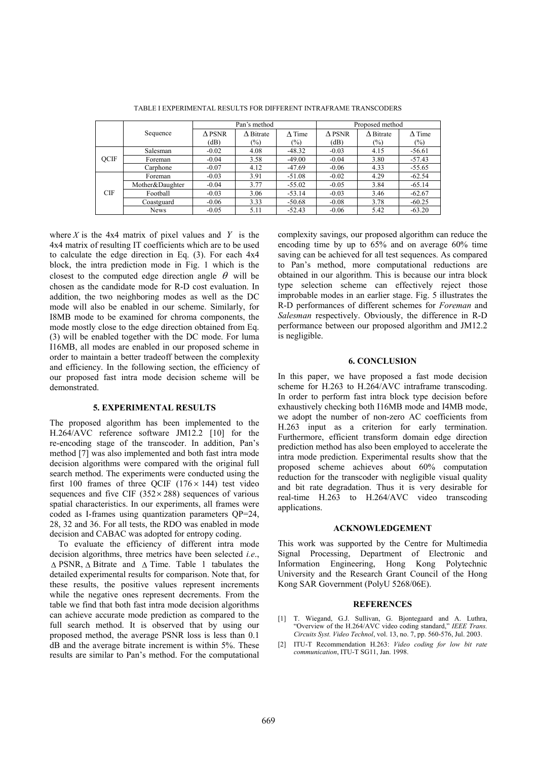TABLE I EXPERIMENTAL RESULTS FOR DIFFERENT INTRAFRAME TRANSCODERS

| | Sequence | Pan's method | | | Proposed method | | |
|---|---|---|---|---|---|---|---|
| | | Δ PSNR (dB) | Δ Bitrate (%) | Δ Time (%) | Δ PSNR (dB) | Δ Bitrate (%) | Δ Time (%) |
| QCIF | Salesman | -0.02 | 4.08 | -48.32 | -0.03 | 4.15 | -56.61 |
| | Foreman | -0.04 | 3.58 | -49.00 | -0.04 | 3.80 | -57.43 |
| | Carphone | -0.07 | 4.12 | -47.69 | -0.06 | 4.33 | -55.65 |
| CIF | Foreman | -0.03 | 3.91 | -51.08 | -0.02 | 4.29 | -62.54 |
| | Mother&Daughter | -0.04 | 3.77 | -55.02 | -0.05 | 3.84 | -65.14 |
| | Football | -0.03 | 3.06 | -53.14 | -0.03 | 3.46 | -62.67 |
| | Coastguard | -0.06 | 3.33 | -50.68 | -0.08 | 3.78 | -60.25 |
| | News | -0.05 | 5.11 | -52.43 | -0.06 | 5.42 | -63.20 |

where $X$ is the 4x4 matrix of pixel values and $Y$ is the 4x4 matrix of resulting IT coefficients which are to be used to calculate the edge direction in Eq. (3). For each 4x4 block, the intra prediction mode in Fig. 1 which is the closest to the computed edge direction angle $\theta$ will be chosen as the candidate mode for R-D cost evaluation. In addition, the two neighboring modes as well as the DC mode will also be enabled in our scheme. Similarly, for I8MB mode to be examined for chroma components, the mode mostly close to the edge direction obtained from Eq. (3) will be enabled together with the DC mode. For luma I16MB, all modes are enabled in our proposed scheme in order to maintain a better tradeoff between the complexity and efficiency. In the following section, the efficiency of our proposed fast intra mode decision scheme will be demonstrated.

## 5. EXPERIMENTAL RESULTS

The proposed algorithm has been implemented to the H.264/AVC reference software JM12.2 [10] for the re-encoding stage of the transcoder. In addition, Pan's method [7] was also implemented and both fast intra mode decision algorithms were compared with the original full search method. The experiments were conducted using the first 100 frames of three QCIF ($176 \times 144$) test video sequences and five CIF ($352 \times 288$) sequences of various spatial characteristics. In our experiments, all frames were coded as I-frames using quantization parameters QP=24, 28, 32 and 36. For all tests, the RDO was enabled in mode decision and CABAC was adopted for entropy coding.

To evaluate the efficiency of different intra mode decision algorithms, three metrics have been selected *i.e.*, $\Delta$ PSNR, $\Delta$ Bitrate and $\Delta$ Time. Table 1 tabulates the detailed experimental results for comparison. Note that, for these results, the positive values represent increments while the negative ones represent decrements. From the table we find that both fast intra mode decision algorithms can achieve accurate mode prediction as compared to the full search method. It is observed that by using our proposed method, the average PSNR loss is less than 0.1 dB and the average bitrate increment is within 5%. These results are similar to Pan's method. For the computational complexity savings, our proposed algorithm can reduce the encoding time by up to 65% and on average 60% time saving can be achieved for all test sequences. As compared to Pan's method, more computational reductions are obtained in our algorithm. This is because our intra block type selection scheme can effectively reject those improbable modes in an earlier stage. Fig. 5 illustrates the R-D performances of different schemes for *Foreman* and *Salesman* respectively. Obviously, the difference in R-D performance between our proposed algorithm and JM12.2 is negligible.

## 6. CONCLUSION

In this paper, we have proposed a fast mode decision scheme for H.263 to H.264/AVC intraframe transcoding. In order to perform fast intra block type decision before exhaustively checking both I16MB mode and I4MB mode, we adopt the number of non-zero AC coefficients from H.263 input as a criterion for early termination. Furthermore, efficient transform domain edge direction prediction method has also been employed to accelerate the intra mode prediction. Experimental results show that the proposed scheme achieves about 60% computation reduction for the transcoder with negligible visual quality and bit rate degradation. Thus it is very desirable for real-time H.263 to H.264/AVC video transcoding applications.

## ACKNOWLEDGEMENT

This work was supported by the Centre for Multimedia Signal Processing, Department of Electronic and Information Engineering, Hong Kong Polytechnic University and the Research Grant Council of the Hong Kong SAR Government (PolyU 5268/06E).

## REFERENCES

[1] T. Wiegand, G.J. Sullivan, G. Bjontegaard and A. Luthra, "Overview of the H.264/AVC video coding standard," *IEEE Trans. Circuits Syst. Video Technol*, vol. 13, no. 7, pp. 560-576, Jul. 2003.

[2] ITU-T Recommendation H.263: *Video coding for low bit rate communication*, ITU-T SG11, Jan. 1998.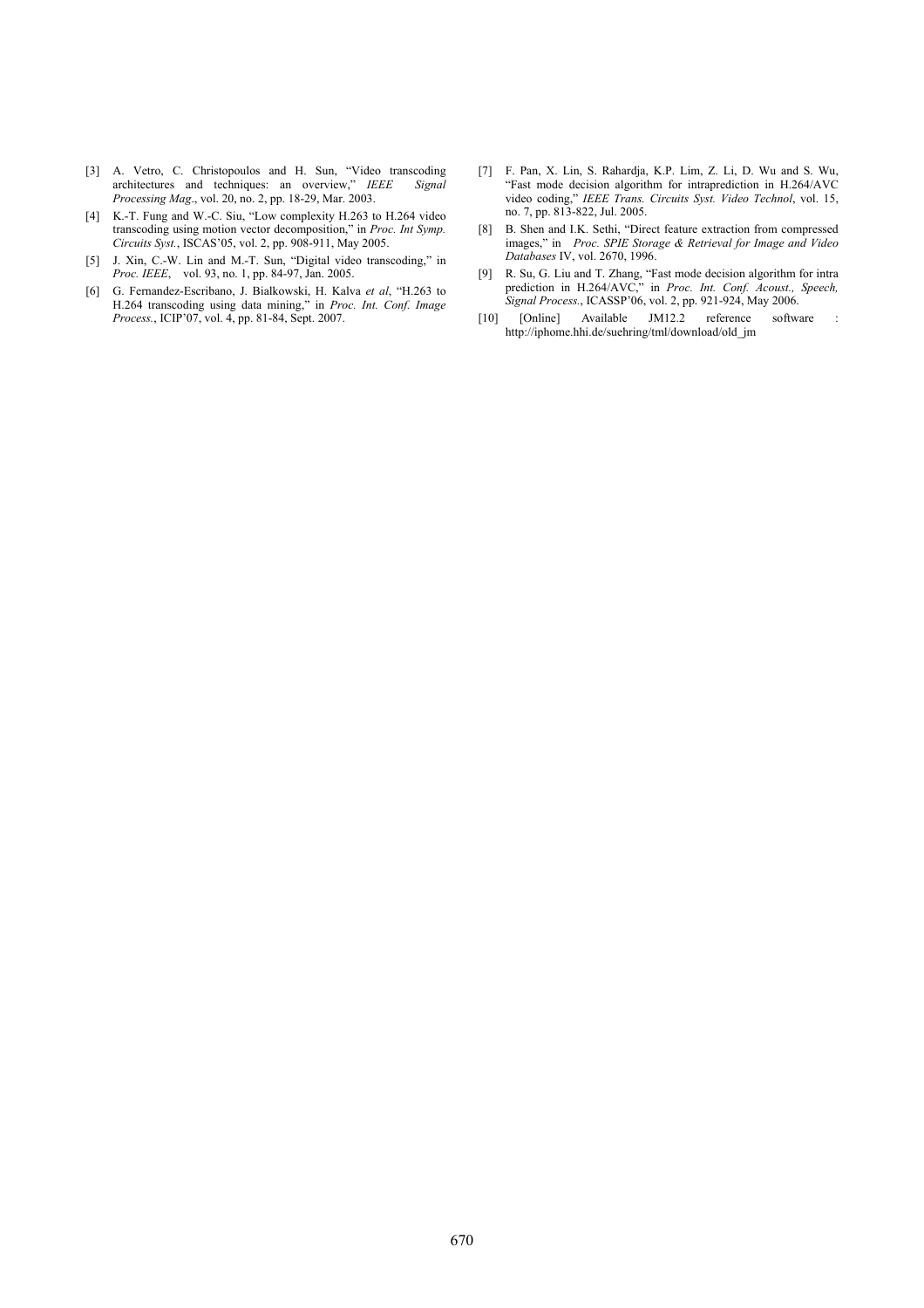[3] A. Vetro, C. Christopoulos and H. Sun, "Video transcoding architectures and techniques: an overview," *IEEE Signal Processing Mag*., vol. 20, no. 2, pp. 18-29, Mar. 2003.

[4] K.-T. Fung and W.-C. Siu, "Low complexity H.263 to H.264 video transcoding using motion vector decomposition," in *Proc. Int Symp. Circuits Syst.*, ISCAS'05, vol. 2, pp. 908-911, May 2005.

[5] J. Xin, C.-W. Lin and M.-T. Sun, "Digital video transcoding," in *Proc. IEEE*, vol. 93, no. 1, pp. 84-97, Jan. 2005.

[6] G. Fernandez-Escribano, J. Bialkowski, H. Kalva *et al*, "H.263 to H.264 transcoding using data mining," in *Proc. Int. Conf. Image Process.*, ICIP'07, vol. 4, pp. 81-84, Sept. 2007.

[7] F. Pan, X. Lin, S. Rahardja, K.P. Lim, Z. Li, D. Wu and S. Wu, "Fast mode decision algorithm for intraprediction in H.264/AVC video coding," *IEEE Trans. Circuits Syst. Video Technol*, vol. 15, no. 7, pp. 813-822, Jul. 2005.

[8] B. Shen and I.K. Sethi, "Direct feature extraction from compressed images," in *Proc. SPIE Storage & Retrieval for Image and Video Databases* IV, vol. 2670, 1996.

[9] R. Su, G. Liu and T. Zhang, "Fast mode decision algorithm for intra prediction in H.264/AVC," in *Proc. Int. Conf. Acoust., Speech, Signal Process.*, ICASSP'06, vol. 2, pp. 921-924, May 2006.

[10] [Online] Available JM12.2 reference software : http://iphome.hhi.de/suehring/tml/download/old_jm